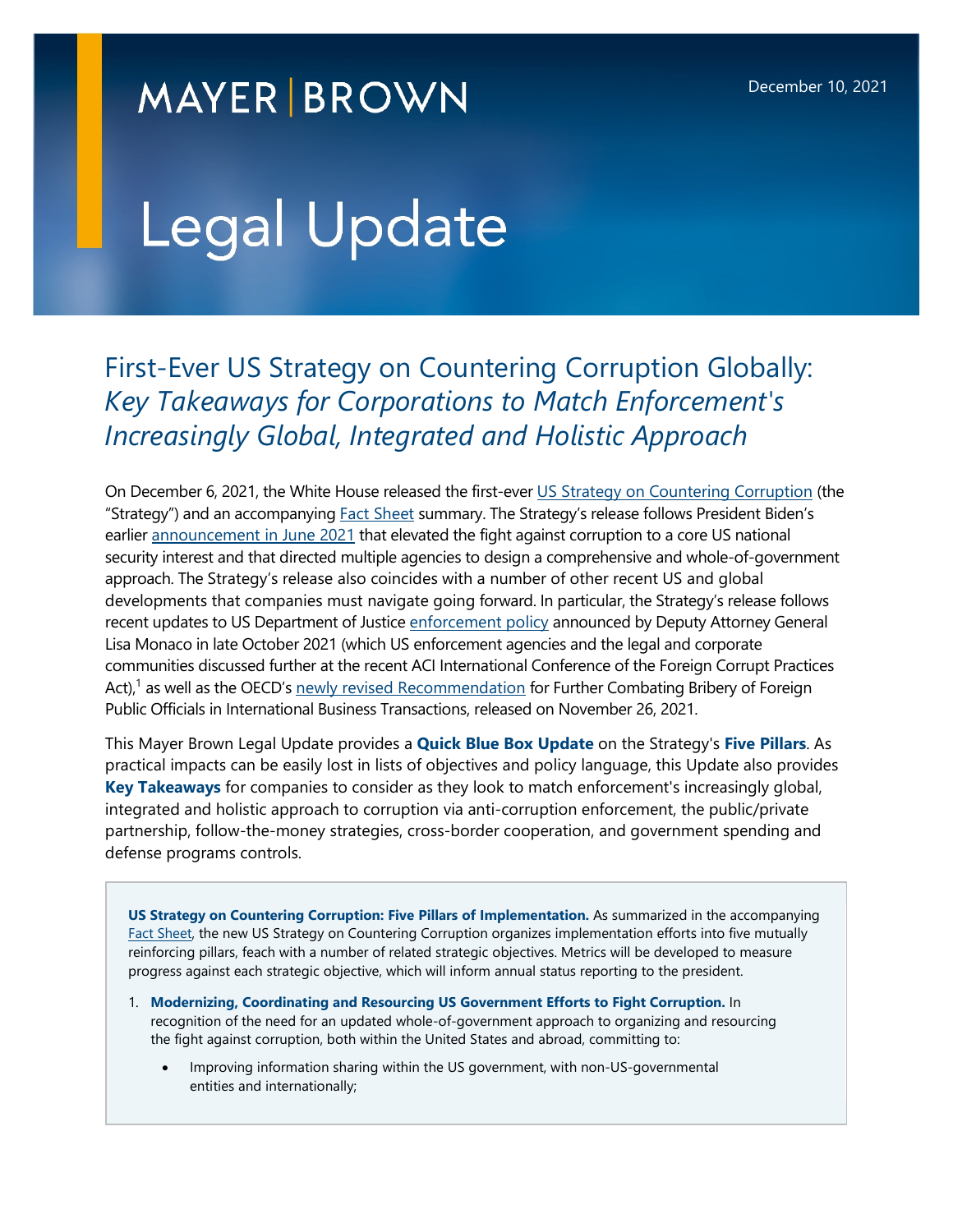MAYER | BROWN

December 10, 2021

# Legal Update

## First-Ever US Strategy on Countering Corruption Globally: *Key Takeaways for Corporations to Match Enforcement's Increasingly Global, Integrated and Holistic Approach*

On December 6, 2021, the White House released the first-ever US Strategy on Countering Corruption (the "Strategy") and an accompanying Fact Sheet summary. The Strategy's release follows President Biden's earlier announcement in June 2021 that elevated the fight against corruption to a core US national security interest and that directed multiple agencies to design a comprehensive and whole-of-government approach. The Strategy's release also coincides with a number of other recent US and global developments that companies must navigate going forward. In particular, the Strategy's release follows recent updates to US Department of Justice enforcement policy announced by Deputy Attorney General Lisa Monaco in late October 2021 (which US enforcement agencies and the legal and corporate communities discussed further at the recent ACI International Conference of the Foreign Corrupt Practices Act),[1] as well as the OECD's newly revised Recommendation for Further Combating Bribery of Foreign Public Officials in International Business Transactions, released on November 26, 2021.

This Mayer Brown Legal Update provides a **Quick Blue Box Update** on the Strategy's **Five Pillars**. As practical impacts can be easily lost in lists of objectives and policy language, this Update also provides **Key Takeaways** for companies to consider as they look to match enforcement's increasingly global, integrated and holistic approach to corruption via anti-corruption enforcement, the public/private partnership, follow-the-money strategies, cross-border cooperation, and government spending and defense programs controls.

**US Strategy on Countering Corruption: Five Pillars of Implementation.** As summarized in the accompanying Fact Sheet, the new US Strategy on Countering Corruption organizes implementation efforts into five mutually reinforcing pillars, feach with a number of related strategic objectives. Metrics will be developed to measure progress against each strategic objective, which will inform annual status reporting to the president.

1. **Modernizing, Coordinating and Resourcing US Government Efforts to Fight Corruption.** In recognition of the need for an updated whole-of-government approach to organizing and resourcing the fight against corruption, both within the United States and abroad, committing to:
   - Improving information sharing within the US government, with non-US-governmental entities and internationally;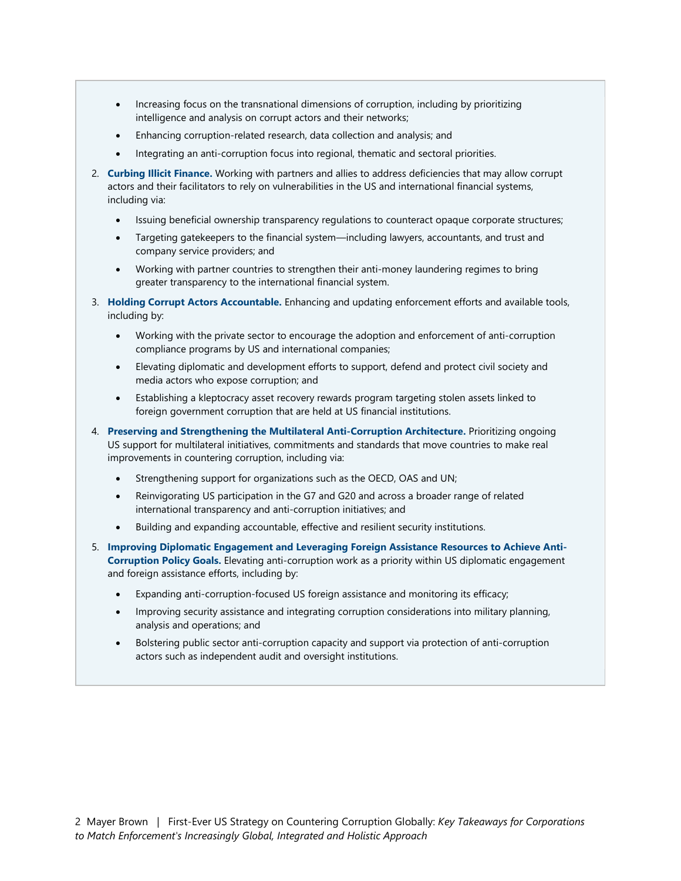- Increasing focus on the transnational dimensions of corruption, including by prioritizing intelligence and analysis on corrupt actors and their networks;
- Enhancing corruption-related research, data collection and analysis; and
- Integrating an anti-corruption focus into regional, thematic and sectoral priorities.

2. **Curbing Illicit Finance.** Working with partners and allies to address deficiencies that may allow corrupt actors and their facilitators to rely on vulnerabilities in the US and international financial systems, including via:
   - Issuing beneficial ownership transparency regulations to counteract opaque corporate structures;
   - Targeting gatekeepers to the financial system—including lawyers, accountants, and trust and company service providers; and
   - Working with partner countries to strengthen their anti-money laundering regimes to bring greater transparency to the international financial system.

3. **Holding Corrupt Actors Accountable.** Enhancing and updating enforcement efforts and available tools, including by:
   - Working with the private sector to encourage the adoption and enforcement of anti-corruption compliance programs by US and international companies;
   - Elevating diplomatic and development efforts to support, defend and protect civil society and media actors who expose corruption; and
   - Establishing a kleptocracy asset recovery rewards program targeting stolen assets linked to foreign government corruption that are held at US financial institutions.

4. **Preserving and Strengthening the Multilateral Anti-Corruption Architecture.** Prioritizing ongoing US support for multilateral initiatives, commitments and standards that move countries to make real improvements in countering corruption, including via:
   - Strengthening support for organizations such as the OECD, OAS and UN;
   - Reinvigorating US participation in the G7 and G20 and across a broader range of related international transparency and anti-corruption initiatives; and
   - Building and expanding accountable, effective and resilient security institutions.

5. **Improving Diplomatic Engagement and Leveraging Foreign Assistance Resources to Achieve Anti-Corruption Policy Goals.** Elevating anti-corruption work as a priority within US diplomatic engagement and foreign assistance efforts, including by:
   - Expanding anti-corruption-focused US foreign assistance and monitoring its efficacy;
   - Improving security assistance and integrating corruption considerations into military planning, analysis and operations; and
   - Bolstering public sector anti-corruption capacity and support via protection of anti-corruption actors such as independent audit and oversight institutions.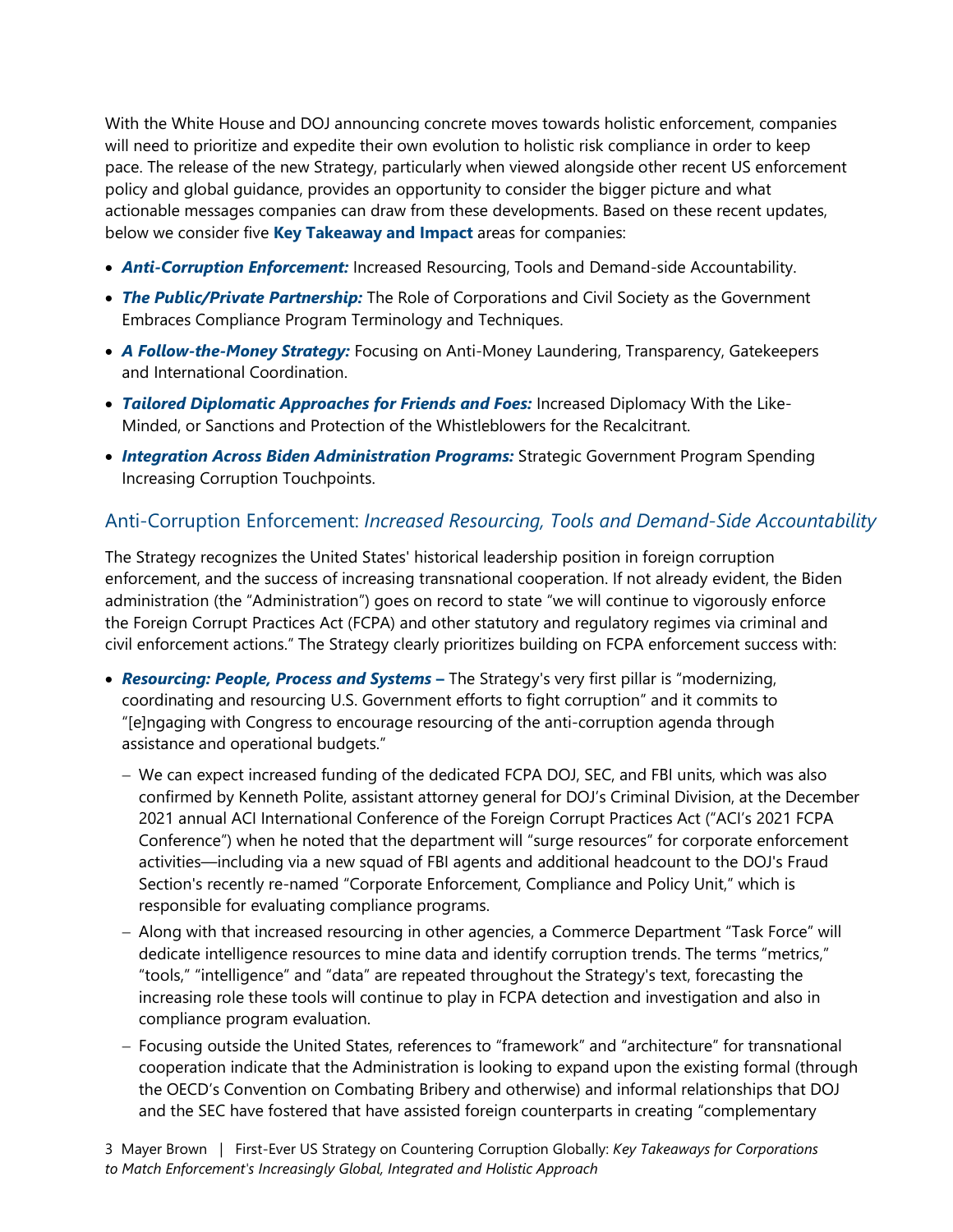With the White House and DOJ announcing concrete moves towards holistic enforcement, companies will need to prioritize and expedite their own evolution to holistic risk compliance in order to keep pace. The release of the new Strategy, particularly when viewed alongside other recent US enforcement policy and global guidance, provides an opportunity to consider the bigger picture and what actionable messages companies can draw from these developments. Based on these recent updates, below we consider five **Key Takeaway and Impact** areas for companies:

- ***Anti-Corruption Enforcement:*** Increased Resourcing, Tools and Demand-side Accountability.
- ***The Public/Private Partnership:*** The Role of Corporations and Civil Society as the Government Embraces Compliance Program Terminology and Techniques.
- ***A Follow-the-Money Strategy:*** Focusing on Anti-Money Laundering, Transparency, Gatekeepers and International Coordination.
- ***Tailored Diplomatic Approaches for Friends and Foes:*** Increased Diplomacy With the Like-Minded, or Sanctions and Protection of the Whistleblowers for the Recalcitrant.
- ***Integration Across Biden Administration Programs:*** Strategic Government Program Spending Increasing Corruption Touchpoints.

## Anti-Corruption Enforcement: *Increased Resourcing, Tools and Demand-Side Accountability*

The Strategy recognizes the United States' historical leadership position in foreign corruption enforcement, and the success of increasing transnational cooperation. If not already evident, the Biden administration (the "Administration") goes on record to state "we will continue to vigorously enforce the Foreign Corrupt Practices Act (FCPA) and other statutory and regulatory regimes via criminal and civil enforcement actions." The Strategy clearly prioritizes building on FCPA enforcement success with:

- ***Resourcing: People, Process and Systems –*** The Strategy's very first pillar is "modernizing, coordinating and resourcing U.S. Government efforts to fight corruption" and it commits to "[e]ngaging with Congress to encourage resourcing of the anti-corruption agenda through assistance and operational budgets."
  - We can expect increased funding of the dedicated FCPA DOJ, SEC, and FBI units, which was also confirmed by Kenneth Polite, assistant attorney general for DOJ's Criminal Division, at the December 2021 annual ACI International Conference of the Foreign Corrupt Practices Act ("ACI's 2021 FCPA Conference") when he noted that the department will "surge resources" for corporate enforcement activities—including via a new squad of FBI agents and additional headcount to the DOJ's Fraud Section's recently re-named "Corporate Enforcement, Compliance and Policy Unit," which is responsible for evaluating compliance programs.
  - Along with that increased resourcing in other agencies, a Commerce Department "Task Force" will dedicate intelligence resources to mine data and identify corruption trends. The terms "metrics," "tools," "intelligence" and "data" are repeated throughout the Strategy's text, forecasting the increasing role these tools will continue to play in FCPA detection and investigation and also in compliance program evaluation.
  - Focusing outside the United States, references to "framework" and "architecture" for transnational cooperation indicate that the Administration is looking to expand upon the existing formal (through the OECD's Convention on Combating Bribery and otherwise) and informal relationships that DOJ and the SEC have fostered that have assisted foreign counterparts in creating "complementary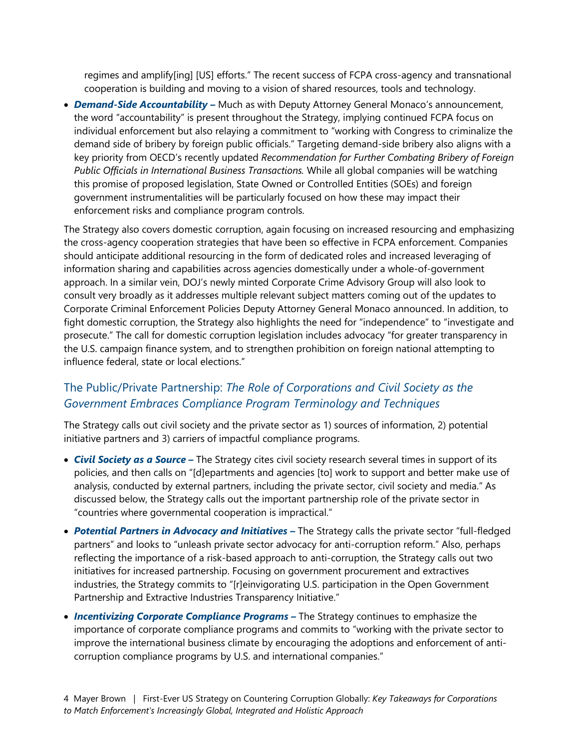regimes and amplify[ing] [US] efforts." The recent success of FCPA cross-agency and transnational cooperation is building and moving to a vision of shared resources, tools and technology.

- ***Demand-Side Accountability –*** Much as with Deputy Attorney General Monaco's announcement, the word "accountability" is present throughout the Strategy, implying continued FCPA focus on individual enforcement but also relaying a commitment to "working with Congress to criminalize the demand side of bribery by foreign public officials." Targeting demand-side bribery also aligns with a key priority from OECD's recently updated *Recommendation for Further Combating Bribery of Foreign Public Officials in International Business Transactions.* While all global companies will be watching this promise of proposed legislation, State Owned or Controlled Entities (SOEs) and foreign government instrumentalities will be particularly focused on how these may impact their enforcement risks and compliance program controls.

The Strategy also covers domestic corruption, again focusing on increased resourcing and emphasizing the cross-agency cooperation strategies that have been so effective in FCPA enforcement. Companies should anticipate additional resourcing in the form of dedicated roles and increased leveraging of information sharing and capabilities across agencies domestically under a whole-of-government approach. In a similar vein, DOJ's newly minted Corporate Crime Advisory Group will also look to consult very broadly as it addresses multiple relevant subject matters coming out of the updates to Corporate Criminal Enforcement Policies Deputy Attorney General Monaco announced. In addition, to fight domestic corruption, the Strategy also highlights the need for "independence" to "investigate and prosecute." The call for domestic corruption legislation includes advocacy "for greater transparency in the U.S. campaign finance system, and to strengthen prohibition on foreign national attempting to influence federal, state or local elections."

## The Public/Private Partnership: *The Role of Corporations and Civil Society as the Government Embraces Compliance Program Terminology and Techniques*

The Strategy calls out civil society and the private sector as 1) sources of information, 2) potential initiative partners and 3) carriers of impactful compliance programs.

- ***Civil Society as a Source –*** The Strategy cites civil society research several times in support of its policies, and then calls on "[d]epartments and agencies [to] work to support and better make use of analysis, conducted by external partners, including the private sector, civil society and media." As discussed below, the Strategy calls out the important partnership role of the private sector in "countries where governmental cooperation is impractical."
- ***Potential Partners in Advocacy and Initiatives –*** The Strategy calls the private sector "full-fledged partners" and looks to "unleash private sector advocacy for anti-corruption reform." Also, perhaps reflecting the importance of a risk-based approach to anti-corruption, the Strategy calls out two initiatives for increased partnership. Focusing on government procurement and extractives industries, the Strategy commits to "[r]einvigorating U.S. participation in the Open Government Partnership and Extractive Industries Transparency Initiative."
- ***Incentivizing Corporate Compliance Programs –*** The Strategy continues to emphasize the importance of corporate compliance programs and commits to "working with the private sector to improve the international business climate by encouraging the adoptions and enforcement of anti-corruption compliance programs by U.S. and international companies."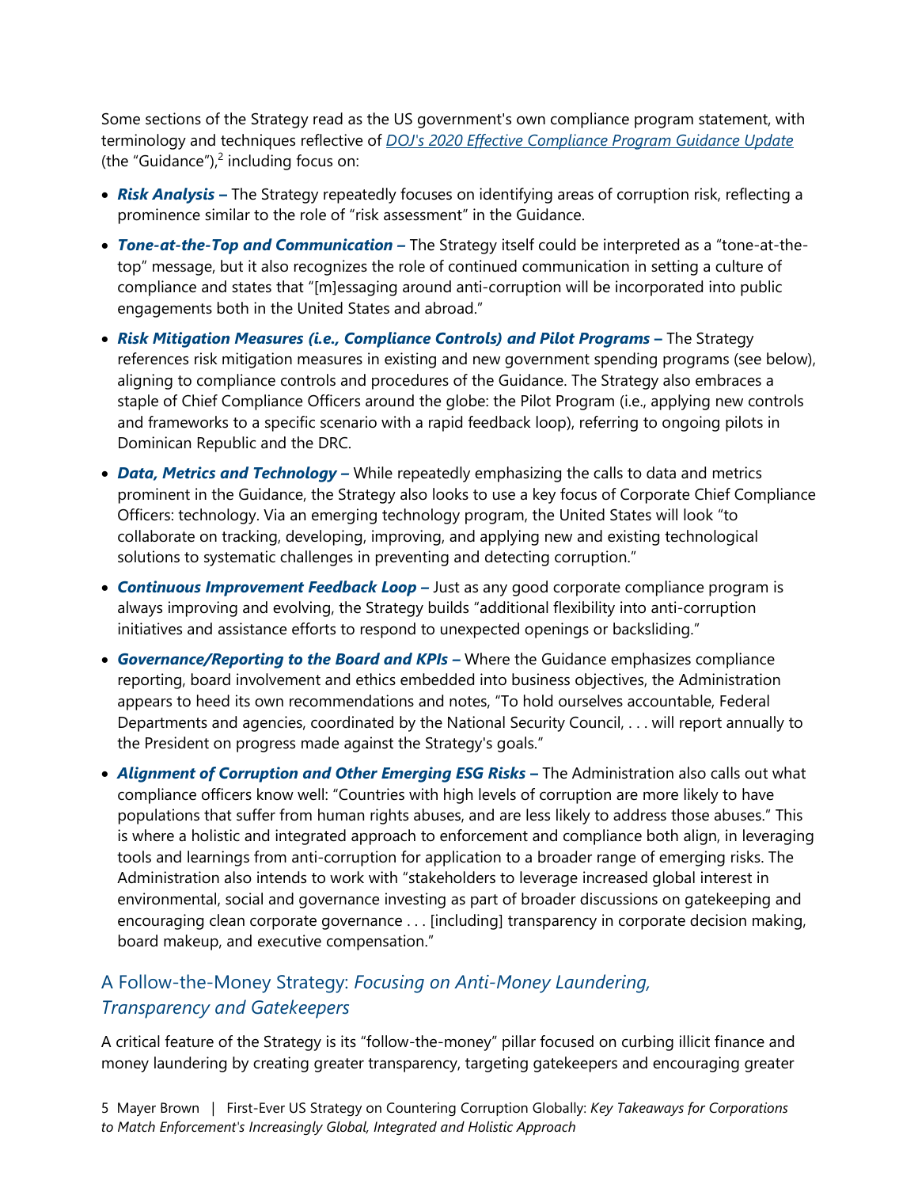Some sections of the Strategy read as the US government's own compliance program statement, with terminology and techniques reflective of [*DOJ's 2020 Effective Compliance Program Guidance Update*]() (the "Guidance"),[2] including focus on:

- ***Risk Analysis –*** The Strategy repeatedly focuses on identifying areas of corruption risk, reflecting a prominence similar to the role of "risk assessment" in the Guidance.
- ***Tone-at-the-Top and Communication –*** The Strategy itself could be interpreted as a "tone-at-the-top" message, but it also recognizes the role of continued communication in setting a culture of compliance and states that "[m]essaging around anti-corruption will be incorporated into public engagements both in the United States and abroad."
- ***Risk Mitigation Measures (i.e., Compliance Controls) and Pilot Programs –*** The Strategy references risk mitigation measures in existing and new government spending programs (see below), aligning to compliance controls and procedures of the Guidance. The Strategy also embraces a staple of Chief Compliance Officers around the globe: the Pilot Program (i.e., applying new controls and frameworks to a specific scenario with a rapid feedback loop), referring to ongoing pilots in Dominican Republic and the DRC.
- ***Data, Metrics and Technology –*** While repeatedly emphasizing the calls to data and metrics prominent in the Guidance, the Strategy also looks to use a key focus of Corporate Chief Compliance Officers: technology. Via an emerging technology program, the United States will look "to collaborate on tracking, developing, improving, and applying new and existing technological solutions to systematic challenges in preventing and detecting corruption."
- ***Continuous Improvement Feedback Loop –*** Just as any good corporate compliance program is always improving and evolving, the Strategy builds "additional flexibility into anti-corruption initiatives and assistance efforts to respond to unexpected openings or backsliding."
- ***Governance/Reporting to the Board and KPIs –*** Where the Guidance emphasizes compliance reporting, board involvement and ethics embedded into business objectives, the Administration appears to heed its own recommendations and notes, "To hold ourselves accountable, Federal Departments and agencies, coordinated by the National Security Council, . . . will report annually to the President on progress made against the Strategy's goals."
- ***Alignment of Corruption and Other Emerging ESG Risks –*** The Administration also calls out what compliance officers know well: "Countries with high levels of corruption are more likely to have populations that suffer from human rights abuses, and are less likely to address those abuses." This is where a holistic and integrated approach to enforcement and compliance both align, in leveraging tools and learnings from anti-corruption for application to a broader range of emerging risks. The Administration also intends to work with "stakeholders to leverage increased global interest in environmental, social and governance investing as part of broader discussions on gatekeeping and encouraging clean corporate governance . . . [including] transparency in corporate decision making, board makeup, and executive compensation."

## A Follow-the-Money Strategy: *Focusing on Anti-Money Laundering, Transparency and Gatekeepers*

A critical feature of the Strategy is its "follow-the-money" pillar focused on curbing illicit finance and money laundering by creating greater transparency, targeting gatekeepers and encouraging greater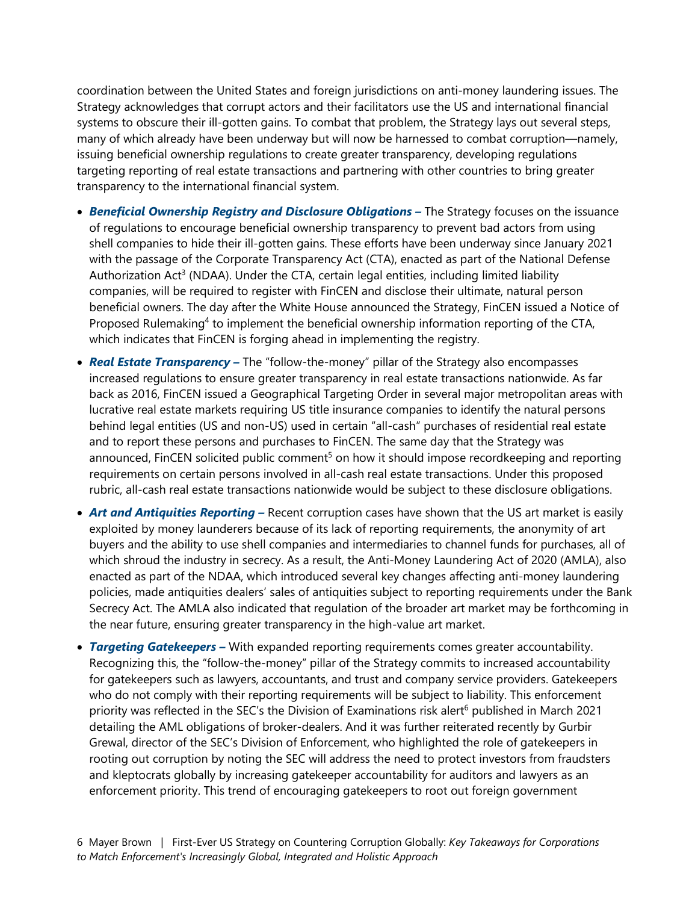coordination between the United States and foreign jurisdictions on anti-money laundering issues. The Strategy acknowledges that corrupt actors and their facilitators use the US and international financial systems to obscure their ill-gotten gains. To combat that problem, the Strategy lays out several steps, many of which already have been underway but will now be harnessed to combat corruption—namely, issuing beneficial ownership regulations to create greater transparency, developing regulations targeting reporting of real estate transactions and partnering with other countries to bring greater transparency to the international financial system.

- ***Beneficial Ownership Registry and Disclosure Obligations –*** The Strategy focuses on the issuance of regulations to encourage beneficial ownership transparency to prevent bad actors from using shell companies to hide their ill-gotten gains. These efforts have been underway since January 2021 with the passage of the Corporate Transparency Act (CTA), enacted as part of the National Defense Authorization Act[3] (NDAA). Under the CTA, certain legal entities, including limited liability companies, will be required to register with FinCEN and disclose their ultimate, natural person beneficial owners. The day after the White House announced the Strategy, FinCEN issued a Notice of Proposed Rulemaking[4] to implement the beneficial ownership information reporting of the CTA, which indicates that FinCEN is forging ahead in implementing the registry.
- ***Real Estate Transparency –*** The "follow-the-money" pillar of the Strategy also encompasses increased regulations to ensure greater transparency in real estate transactions nationwide. As far back as 2016, FinCEN issued a Geographical Targeting Order in several major metropolitan areas with lucrative real estate markets requiring US title insurance companies to identify the natural persons behind legal entities (US and non-US) used in certain "all-cash" purchases of residential real estate and to report these persons and purchases to FinCEN. The same day that the Strategy was announced, FinCEN solicited public comment[5] on how it should impose recordkeeping and reporting requirements on certain persons involved in all-cash real estate transactions. Under this proposed rubric, all-cash real estate transactions nationwide would be subject to these disclosure obligations.
- ***Art and Antiquities Reporting –*** Recent corruption cases have shown that the US art market is easily exploited by money launderers because of its lack of reporting requirements, the anonymity of art buyers and the ability to use shell companies and intermediaries to channel funds for purchases, all of which shroud the industry in secrecy. As a result, the Anti-Money Laundering Act of 2020 (AMLA), also enacted as part of the NDAA, which introduced several key changes affecting anti-money laundering policies, made antiquities dealers' sales of antiquities subject to reporting requirements under the Bank Secrecy Act. The AMLA also indicated that regulation of the broader art market may be forthcoming in the near future, ensuring greater transparency in the high-value art market.
- ***Targeting Gatekeepers –*** With expanded reporting requirements comes greater accountability. Recognizing this, the "follow-the-money" pillar of the Strategy commits to increased accountability for gatekeepers such as lawyers, accountants, and trust and company service providers. Gatekeepers who do not comply with their reporting requirements will be subject to liability. This enforcement priority was reflected in the SEC's the Division of Examinations risk alert[6] published in March 2021 detailing the AML obligations of broker-dealers. And it was further reiterated recently by Gurbir Grewal, director of the SEC's Division of Enforcement, who highlighted the role of gatekeepers in rooting out corruption by noting the SEC will address the need to protect investors from fraudsters and kleptocrats globally by increasing gatekeeper accountability for auditors and lawyers as an enforcement priority. This trend of encouraging gatekeepers to root out foreign government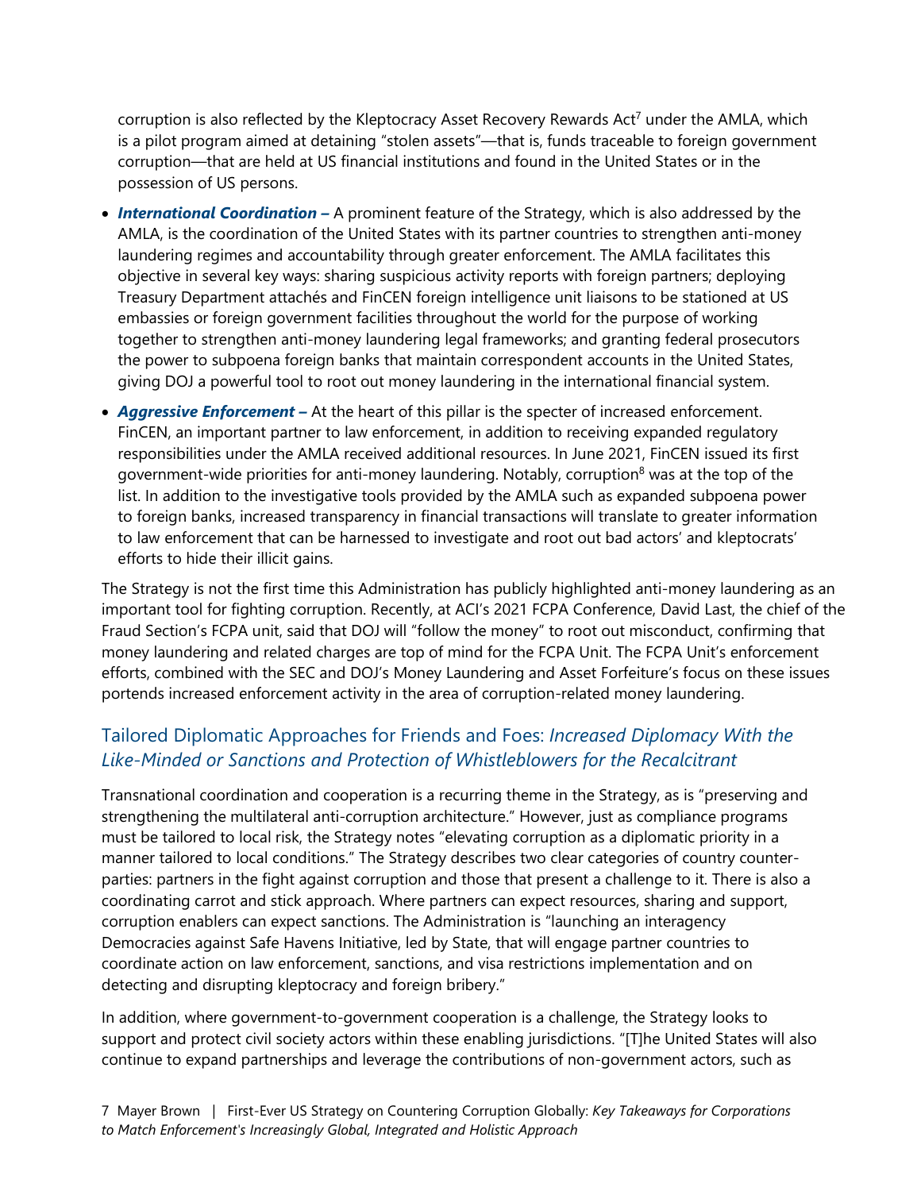corruption is also reflected by the Kleptocracy Asset Recovery Rewards Act[7] under the AMLA, which is a pilot program aimed at detaining "stolen assets"—that is, funds traceable to foreign government corruption—that are held at US financial institutions and found in the United States or in the possession of US persons.

- ***International Coordination –*** A prominent feature of the Strategy, which is also addressed by the AMLA, is the coordination of the United States with its partner countries to strengthen anti-money laundering regimes and accountability through greater enforcement. The AMLA facilitates this objective in several key ways: sharing suspicious activity reports with foreign partners; deploying Treasury Department attachés and FinCEN foreign intelligence unit liaisons to be stationed at US embassies or foreign government facilities throughout the world for the purpose of working together to strengthen anti-money laundering legal frameworks; and granting federal prosecutors the power to subpoena foreign banks that maintain correspondent accounts in the United States, giving DOJ a powerful tool to root out money laundering in the international financial system.
- ***Aggressive Enforcement –*** At the heart of this pillar is the specter of increased enforcement. FinCEN, an important partner to law enforcement, in addition to receiving expanded regulatory responsibilities under the AMLA received additional resources. In June 2021, FinCEN issued its first government-wide priorities for anti-money laundering. Notably, corruption[8] was at the top of the list. In addition to the investigative tools provided by the AMLA such as expanded subpoena power to foreign banks, increased transparency in financial transactions will translate to greater information to law enforcement that can be harnessed to investigate and root out bad actors' and kleptocrats' efforts to hide their illicit gains.

The Strategy is not the first time this Administration has publicly highlighted anti-money laundering as an important tool for fighting corruption. Recently, at ACI's 2021 FCPA Conference, David Last, the chief of the Fraud Section's FCPA unit, said that DOJ will "follow the money" to root out misconduct, confirming that money laundering and related charges are top of mind for the FCPA Unit. The FCPA Unit's enforcement efforts, combined with the SEC and DOJ's Money Laundering and Asset Forfeiture's focus on these issues portends increased enforcement activity in the area of corruption-related money laundering.

## Tailored Diplomatic Approaches for Friends and Foes: *Increased Diplomacy With the Like-Minded or Sanctions and Protection of Whistleblowers for the Recalcitrant*

Transnational coordination and cooperation is a recurring theme in the Strategy, as is "preserving and strengthening the multilateral anti-corruption architecture." However, just as compliance programs must be tailored to local risk, the Strategy notes "elevating corruption as a diplomatic priority in a manner tailored to local conditions." The Strategy describes two clear categories of country counter-parties: partners in the fight against corruption and those that present a challenge to it. There is also a coordinating carrot and stick approach. Where partners can expect resources, sharing and support, corruption enablers can expect sanctions. The Administration is "launching an interagency Democracies against Safe Havens Initiative, led by State, that will engage partner countries to coordinate action on law enforcement, sanctions, and visa restrictions implementation and on detecting and disrupting kleptocracy and foreign bribery."

In addition, where government-to-government cooperation is a challenge, the Strategy looks to support and protect civil society actors within these enabling jurisdictions. "[T]he United States will also continue to expand partnerships and leverage the contributions of non-government actors, such as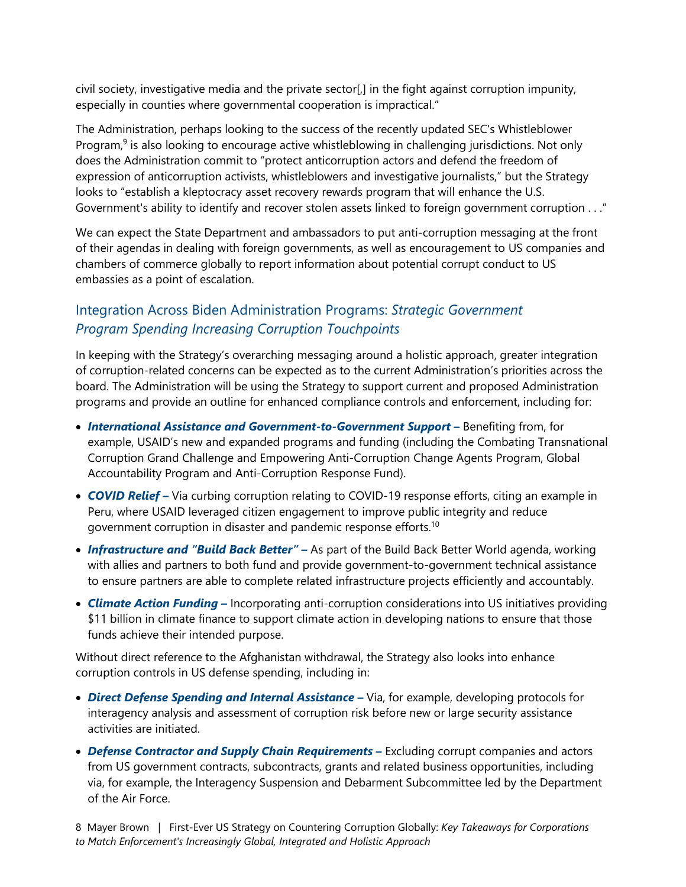civil society, investigative media and the private sector[,] in the fight against corruption impunity, especially in counties where governmental cooperation is impractical."

The Administration, perhaps looking to the success of the recently updated SEC's Whistleblower Program,[9] is also looking to encourage active whistleblowing in challenging jurisdictions. Not only does the Administration commit to "protect anticorruption actors and defend the freedom of expression of anticorruption activists, whistleblowers and investigative journalists," but the Strategy looks to "establish a kleptocracy asset recovery rewards program that will enhance the U.S. Government's ability to identify and recover stolen assets linked to foreign government corruption . . ."

We can expect the State Department and ambassadors to put anti-corruption messaging at the front of their agendas in dealing with foreign governments, as well as encouragement to US companies and chambers of commerce globally to report information about potential corrupt conduct to US embassies as a point of escalation.

## Integration Across Biden Administration Programs: *Strategic Government Program Spending Increasing Corruption Touchpoints*

In keeping with the Strategy's overarching messaging around a holistic approach, greater integration of corruption-related concerns can be expected as to the current Administration's priorities across the board. The Administration will be using the Strategy to support current and proposed Administration programs and provide an outline for enhanced compliance controls and enforcement, including for:

- ***International Assistance and Government-to-Government Support –*** Benefiting from, for example, USAID's new and expanded programs and funding (including the Combating Transnational Corruption Grand Challenge and Empowering Anti-Corruption Change Agents Program, Global Accountability Program and Anti-Corruption Response Fund).
- ***COVID Relief –*** Via curbing corruption relating to COVID-19 response efforts, citing an example in Peru, where USAID leveraged citizen engagement to improve public integrity and reduce government corruption in disaster and pandemic response efforts.[10]
- ***Infrastructure and "Build Back Better" –*** As part of the Build Back Better World agenda, working with allies and partners to both fund and provide government-to-government technical assistance to ensure partners are able to complete related infrastructure projects efficiently and accountably.
- ***Climate Action Funding –*** Incorporating anti-corruption considerations into US initiatives providing $11 billion in climate finance to support climate action in developing nations to ensure that those funds achieve their intended purpose.

Without direct reference to the Afghanistan withdrawal, the Strategy also looks into enhance corruption controls in US defense spending, including in:

- ***Direct Defense Spending and Internal Assistance –*** Via, for example, developing protocols for interagency analysis and assessment of corruption risk before new or large security assistance activities are initiated.
- ***Defense Contractor and Supply Chain Requirements –*** Excluding corrupt companies and actors from US government contracts, subcontracts, grants and related business opportunities, including via, for example, the Interagency Suspension and Debarment Subcommittee led by the Department of the Air Force.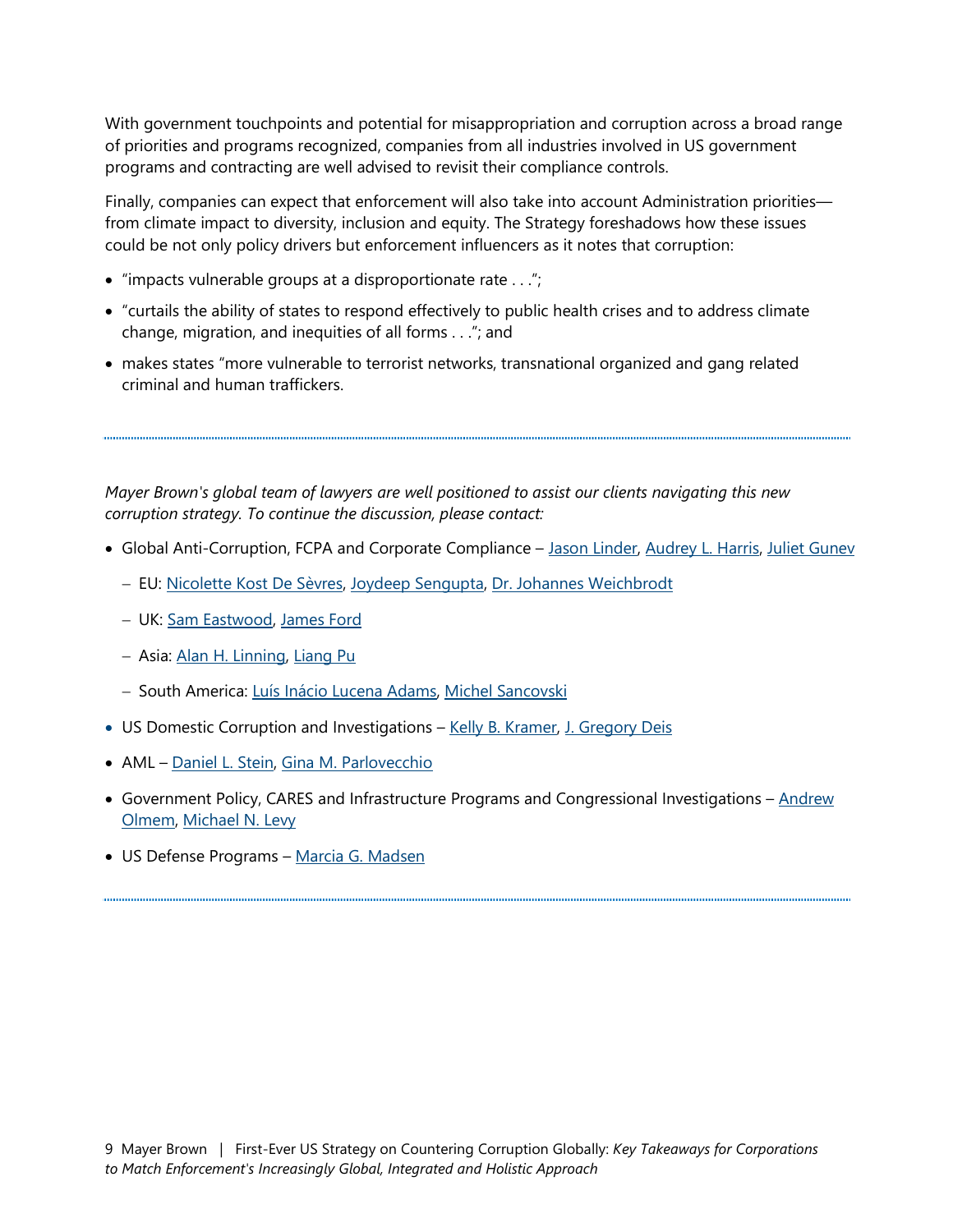With government touchpoints and potential for misappropriation and corruption across a broad range of priorities and programs recognized, companies from all industries involved in US government programs and contracting are well advised to revisit their compliance controls.

Finally, companies can expect that enforcement will also take into account Administration priorities—from climate impact to diversity, inclusion and equity. The Strategy foreshadows how these issues could be not only policy drivers but enforcement influencers as it notes that corruption:

- "impacts vulnerable groups at a disproportionate rate . . .";
- "curtails the ability of states to respond effectively to public health crises and to address climate change, migration, and inequities of all forms . . ."; and
- makes states "more vulnerable to terrorist networks, transnational organized and gang related criminal and human traffickers.

---

*Mayer Brown's global team of lawyers are well positioned to assist our clients navigating this new corruption strategy. To continue the discussion, please contact:*

- Global Anti-Corruption, FCPA and Corporate Compliance – Jason Linder, Audrey L. Harris, Juliet Gunev
  - EU: Nicolette Kost De Sèvres, Joydeep Sengupta, Dr. Johannes Weichbrodt
  - UK: Sam Eastwood, James Ford
  - Asia: Alan H. Linning, Liang Pu
  - South America: Luís Inácio Lucena Adams, Michel Sancovski
- US Domestic Corruption and Investigations – Kelly B. Kramer, J. Gregory Deis
- AML – Daniel L. Stein, Gina M. Parlovecchio
- Government Policy, CARES and Infrastructure Programs and Congressional Investigations – Andrew Olmem, Michael N. Levy
- US Defense Programs – Marcia G. Madsen

---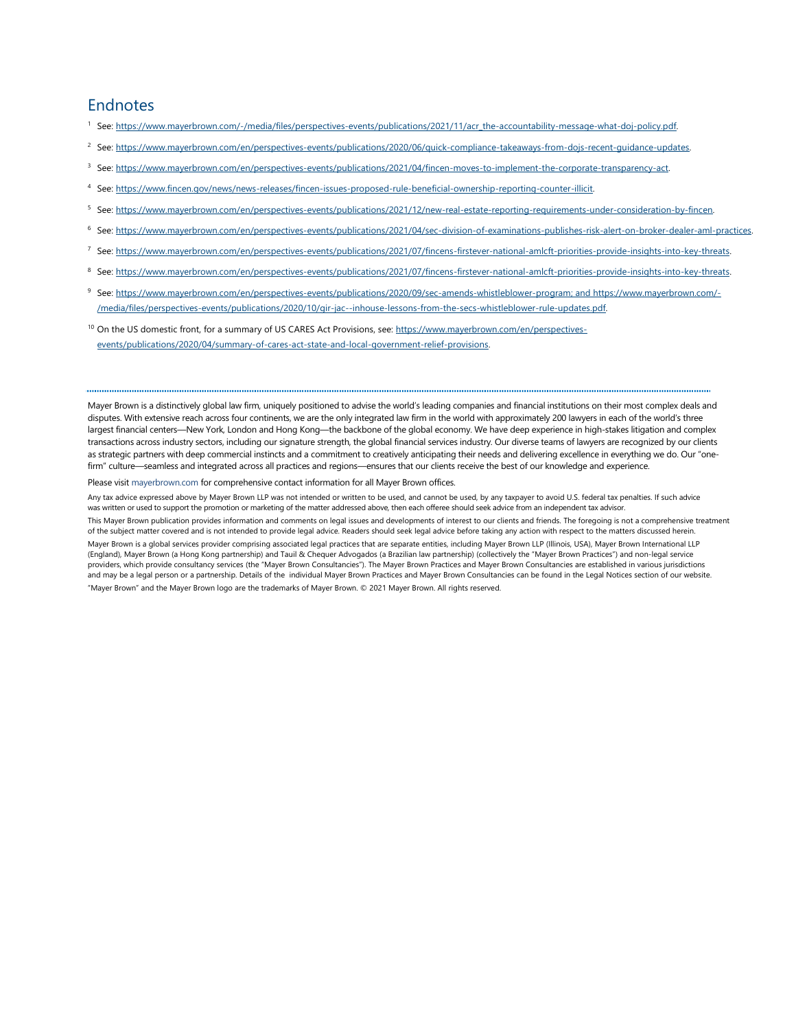## Endnotes

1. See: https://www.mayerbrown.com/-/media/files/perspectives-events/publications/2021/11/acr_the-accountability-message-what-doj-policy.pdf.
2. See: https://www.mayerbrown.com/en/perspectives-events/publications/2020/06/quick-compliance-takeaways-from-dojs-recent-guidance-updates.
3. See: https://www.mayerbrown.com/en/perspectives-events/publications/2021/04/fincen-moves-to-implement-the-corporate-transparency-act.
4. See: https://www.fincen.gov/news/news-releases/fincen-issues-proposed-rule-beneficial-ownership-reporting-counter-illicit.
5. See: https://www.mayerbrown.com/en/perspectives-events/publications/2021/12/new-real-estate-reporting-requirements-under-consideration-by-fincen.
6. See: https://www.mayerbrown.com/en/perspectives-events/publications/2021/04/sec-division-of-examinations-publishes-risk-alert-on-broker-dealer-aml-practices.
7. See: https://www.mayerbrown.com/en/perspectives-events/publications/2021/07/fincens-firstever-national-amlcft-priorities-provide-insights-into-key-threats.
8. See: https://www.mayerbrown.com/en/perspectives-events/publications/2021/07/fincens-firstever-national-amlcft-priorities-provide-insights-into-key-threats.
9. See: https://www.mayerbrown.com/en/perspectives-events/publications/2020/09/sec-amends-whistleblower-program; and https://www.mayerbrown.com/-/media/files/perspectives-events/publications/2020/10/gir-jac--inhouse-lessons-from-the-secs-whistleblower-rule-updates.pdf.
10. On the US domestic front, for a summary of US CARES Act Provisions, see: https://www.mayerbrown.com/en/perspectives-events/publications/2020/04/summary-of-cares-act-state-and-local-government-relief-provisions.

---

Mayer Brown is a distinctively global law firm, uniquely positioned to advise the world's leading companies and financial institutions on their most complex deals and disputes. With extensive reach across four continents, we are the only integrated law firm in the world with approximately 200 lawyers in each of the world's three largest financial centers—New York, London and Hong Kong—the backbone of the global economy. We have deep experience in high-stakes litigation and complex transactions across industry sectors, including our signature strength, the global financial services industry. Our diverse teams of lawyers are recognized by our clients as strategic partners with deep commercial instincts and a commitment to creatively anticipating their needs and delivering excellence in everything we do. Our "one-firm" culture—seamless and integrated across all practices and regions—ensures that our clients receive the best of our knowledge and experience.

Please visit mayerbrown.com for comprehensive contact information for all Mayer Brown offices.

Any tax advice expressed above by Mayer Brown LLP was not intended or written to be used, and cannot be used, by any taxpayer to avoid U.S. federal tax penalties. If such advice was written or used to support the promotion or marketing of the matter addressed above, then each offeree should seek advice from an independent tax advisor.

This Mayer Brown publication provides information and comments on legal issues and developments of interest to our clients and friends. The foregoing is not a comprehensive treatment of the subject matter covered and is not intended to provide legal advice. Readers should seek legal advice before taking any action with respect to the matters discussed herein.

Mayer Brown is a global services provider comprising associated legal practices that are separate entities, including Mayer Brown LLP (Illinois, USA), Mayer Brown International LLP (England), Mayer Brown (a Hong Kong partnership) and Tauil & Chequer Advogados (a Brazilian law partnership) (collectively the "Mayer Brown Practices") and non-legal service providers, which provide consultancy services (the "Mayer Brown Consultancies"). The Mayer Brown Practices and Mayer Brown Consultancies are established in various jurisdictions and may be a legal person or a partnership. Details of the individual Mayer Brown Practices and Mayer Brown Consultancies can be found in the Legal Notices section of our website.

"Mayer Brown" and the Mayer Brown logo are the trademarks of Mayer Brown. © 2021 Mayer Brown. All rights reserved.